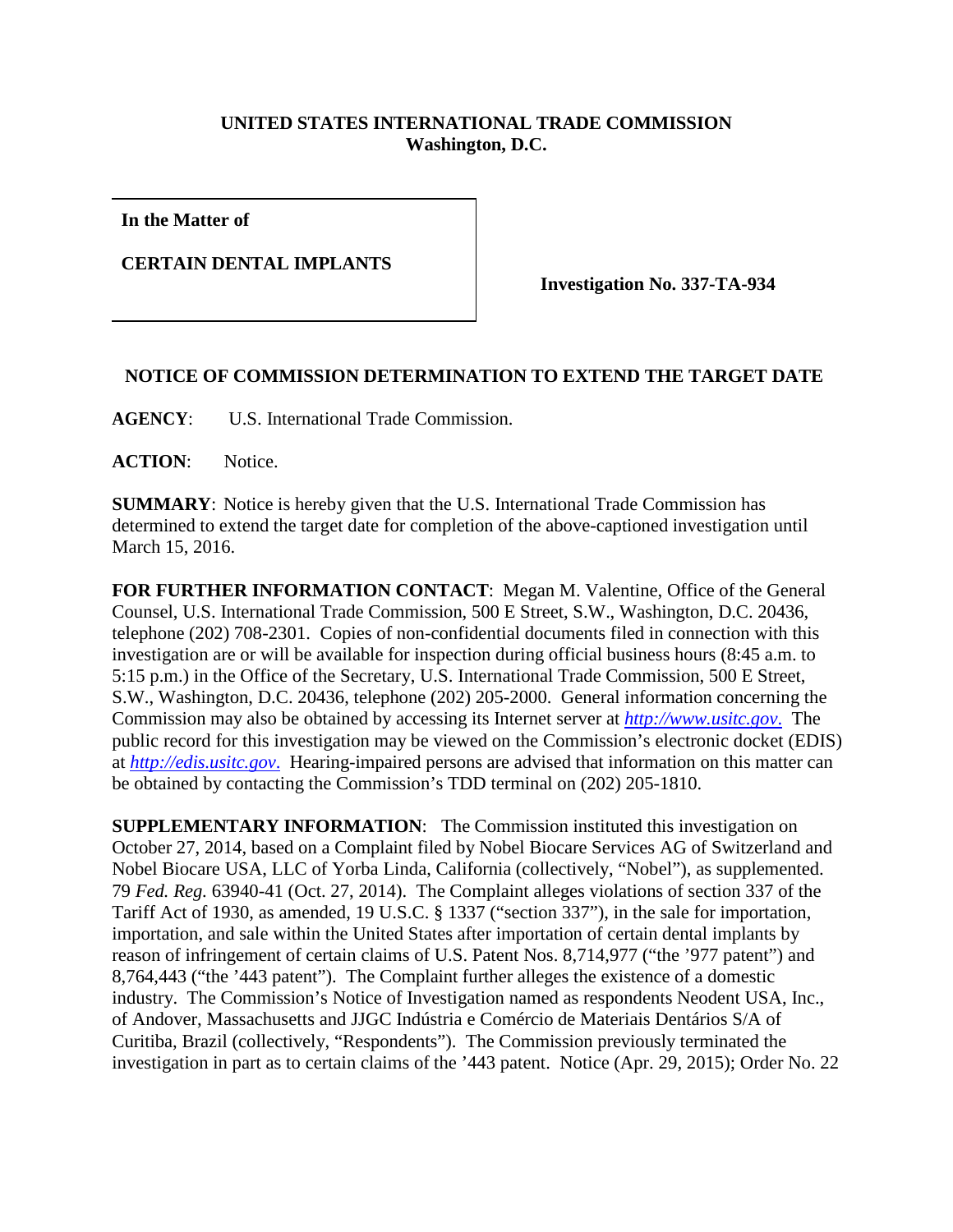**UNITED STATES INTERNATIONAL TRADE COMMISSION**
**Washington, D.C.**

| **In the Matter of** **CERTAIN DENTAL IMPLANTS** | **Investigation No. 337-TA-934** |
|---|---|

**NOTICE OF COMMISSION DETERMINATION TO EXTEND THE TARGET DATE**

**AGENCY**: U.S. International Trade Commission.

**ACTION**: Notice.

**SUMMARY**: Notice is hereby given that the U.S. International Trade Commission has determined to extend the target date for completion of the above-captioned investigation until March 15, 2016.

**FOR FURTHER INFORMATION CONTACT**: Megan M. Valentine, Office of the General Counsel, U.S. International Trade Commission, 500 E Street, S.W., Washington, D.C. 20436, telephone (202) 708-2301. Copies of non-confidential documents filed in connection with this investigation are or will be available for inspection during official business hours (8:45 a.m. to 5:15 p.m.) in the Office of the Secretary, U.S. International Trade Commission, 500 E Street, S.W., Washington, D.C. 20436, telephone (202) 205-2000. General information concerning the Commission may also be obtained by accessing its Internet server at *http://www.usitc.gov*. The public record for this investigation may be viewed on the Commission's electronic docket (EDIS) at *http://edis.usitc.gov*. Hearing-impaired persons are advised that information on this matter can be obtained by contacting the Commission's TDD terminal on (202) 205-1810.

**SUPPLEMENTARY INFORMATION**: The Commission instituted this investigation on October 27, 2014, based on a Complaint filed by Nobel Biocare Services AG of Switzerland and Nobel Biocare USA, LLC of Yorba Linda, California (collectively, "Nobel"), as supplemented. 79 *Fed. Reg.* 63940-41 (Oct. 27, 2014). The Complaint alleges violations of section 337 of the Tariff Act of 1930, as amended, 19 U.S.C. § 1337 ("section 337"), in the sale for importation, importation, and sale within the United States after importation of certain dental implants by reason of infringement of certain claims of U.S. Patent Nos. 8,714,977 ("the '977 patent") and 8,764,443 ("the '443 patent"). The Complaint further alleges the existence of a domestic industry. The Commission's Notice of Investigation named as respondents Neodent USA, Inc., of Andover, Massachusetts and JJGC Indústria e Comércio de Materiais Dentários S/A of Curitiba, Brazil (collectively, "Respondents"). The Commission previously terminated the investigation in part as to certain claims of the '443 patent. Notice (Apr. 29, 2015); Order No. 22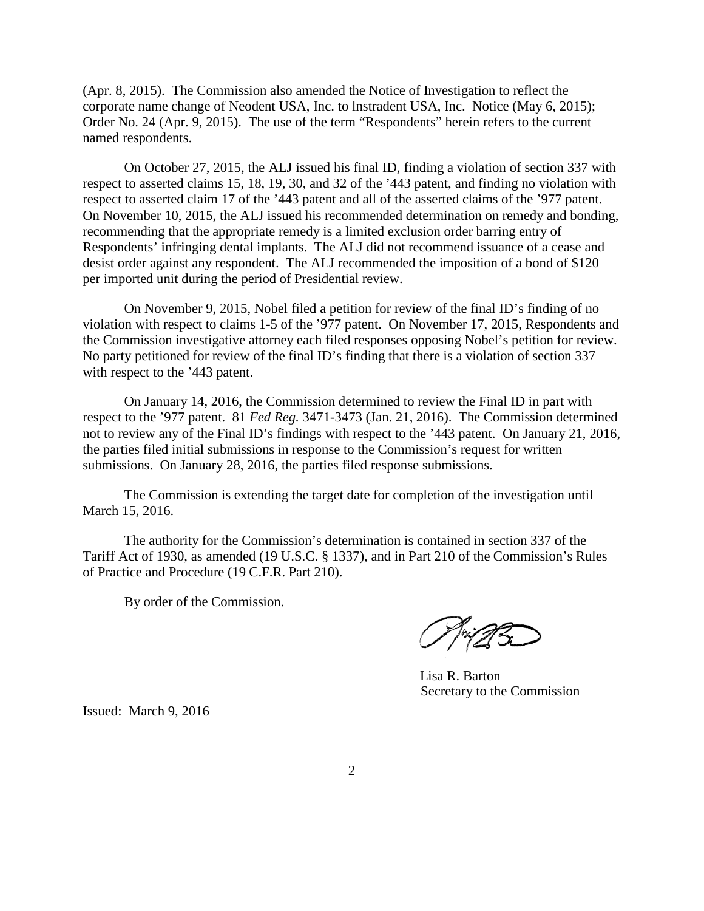(Apr. 8, 2015). The Commission also amended the Notice of Investigation to reflect the corporate name change of Neodent USA, Inc. to lnstradent USA, Inc. Notice (May 6, 2015); Order No. 24 (Apr. 9, 2015). The use of the term "Respondents" herein refers to the current named respondents.

On October 27, 2015, the ALJ issued his final ID, finding a violation of section 337 with respect to asserted claims 15, 18, 19, 30, and 32 of the '443 patent, and finding no violation with respect to asserted claim 17 of the '443 patent and all of the asserted claims of the '977 patent. On November 10, 2015, the ALJ issued his recommended determination on remedy and bonding, recommending that the appropriate remedy is a limited exclusion order barring entry of Respondents' infringing dental implants. The ALJ did not recommend issuance of a cease and desist order against any respondent. The ALJ recommended the imposition of a bond of $120 per imported unit during the period of Presidential review.

On November 9, 2015, Nobel filed a petition for review of the final ID's finding of no violation with respect to claims 1-5 of the '977 patent. On November 17, 2015, Respondents and the Commission investigative attorney each filed responses opposing Nobel's petition for review. No party petitioned for review of the final ID's finding that there is a violation of section 337 with respect to the '443 patent.

On January 14, 2016, the Commission determined to review the Final ID in part with respect to the '977 patent. 81 *Fed Reg.* 3471-3473 (Jan. 21, 2016). The Commission determined not to review any of the Final ID's findings with respect to the '443 patent. On January 21, 2016, the parties filed initial submissions in response to the Commission's request for written submissions. On January 28, 2016, the parties filed response submissions.

The Commission is extending the target date for completion of the investigation until March 15, 2016.

The authority for the Commission's determination is contained in section 337 of the Tariff Act of 1930, as amended (19 U.S.C. § 1337), and in Part 210 of the Commission's Rules of Practice and Procedure (19 C.F.R. Part 210).

By order of the Commission.

Lisa R. Barton
Secretary to the Commission

Issued: March 9, 2016